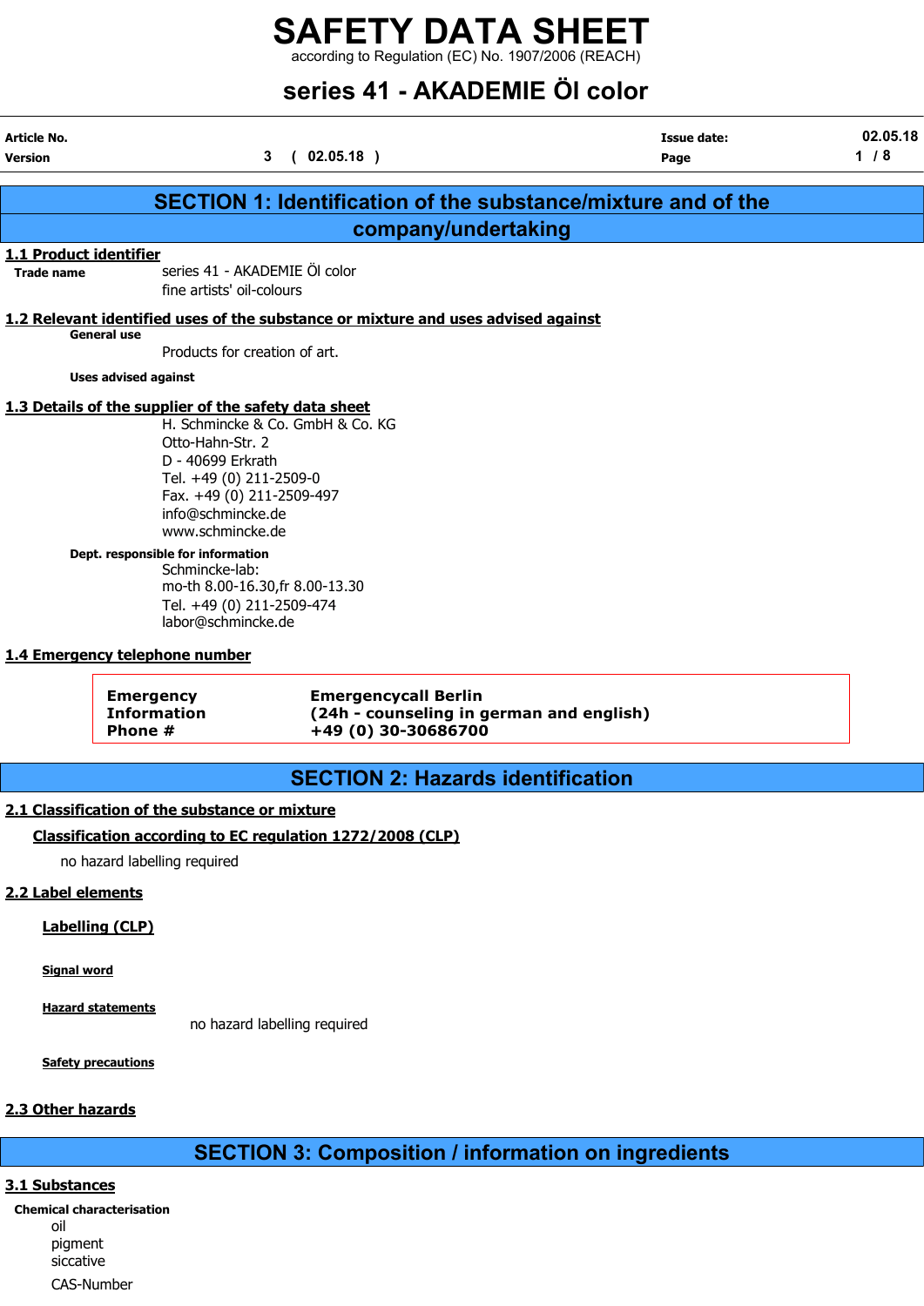# SAFETY DATA SHEET

according to Regulation (EC) No. 1907/2006 (REACH)

## series 41 - AKADEMIE Öl color

| Article No. | | Issue date: | 02.05.18 |
|---|---|---|---|
| Version | 3 ( 02.05.18 ) | Page | 1 / 8 |

## SECTION 1: Identification of the substance/mixture and of the company/undertaking

### 1.1 Product identifier

**Trade name** series 41 - AKADEMIE Öl color
fine artists' oil-colours

### 1.2 Relevant identified uses of the substance or mixture and uses advised against

**General use**

Products for creation of art.

**Uses advised against**

### 1.3 Details of the supplier of the safety data sheet

H. Schmincke & Co. GmbH & Co. KG
Otto-Hahn-Str. 2
D - 40699 Erkrath
Tel. +49 (0) 211-2509-0
Fax. +49 (0) 211-2509-497
info@schmincke.de
www.schmincke.de

**Dept. responsible for information**

Schmincke-lab:
mo-th 8.00-16.30,fr 8.00-13.30
Tel. +49 (0) 211-2509-474
labor@schmincke.de

### 1.4 Emergency telephone number

| Emergency Information Phone # | Emergencycall Berlin (24h - counseling in german and english) +49 (0) 30-30686700 |
|---|---|

## SECTION 2: Hazards identification

### 2.1 Classification of the substance or mixture

**Classification according to EC regulation 1272/2008 (CLP)**

no hazard labelling required

### 2.2 Label elements

**Labelling (CLP)**

**Signal word**

**Hazard statements**

no hazard labelling required

**Safety precautions**

### 2.3 Other hazards

## SECTION 3: Composition / information on ingredients

### 3.1 Substances

**Chemical characterisation**

oil
pigment
siccative

CAS-Number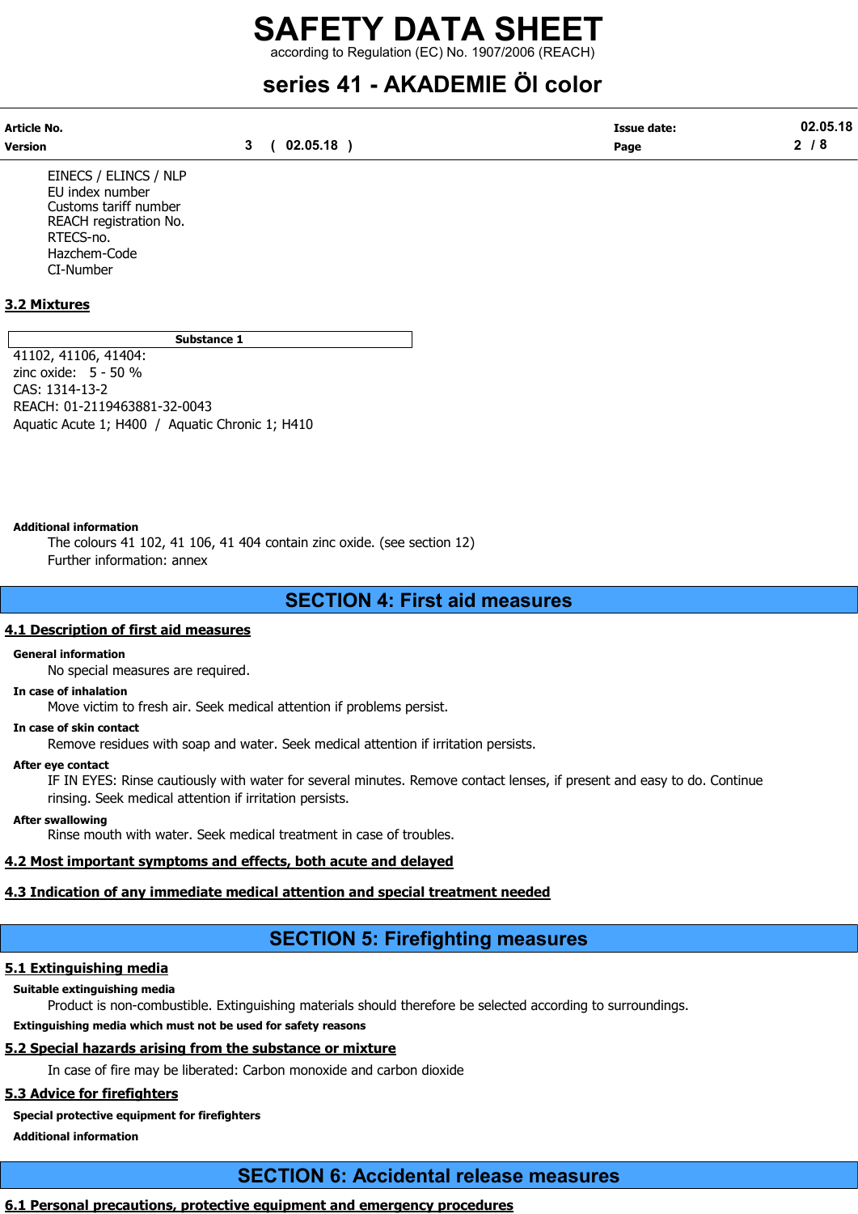EINECS / ELINCS / NLP
EU index number
Customs tariff number
REACH registration No.
RTECS-no.
Hazchem-Code
CI-Number

### 3.2 Mixtures

| Substance 1 |
|---|
| 41102, 41106, 41404:<br>zinc oxide: 5 - 50 %<br>CAS: 1314-13-2<br>REACH: 01-2119463881-32-0043<br>Aquatic Acute 1; H400 / Aquatic Chronic 1; H410 |

**Additional information**

The colours 41 102, 41 106, 41 404 contain zinc oxide. (see section 12)
Further information: annex

## SECTION 4: First aid measures

### 4.1 Description of first aid measures

**General information**

No special measures are required.

**In case of inhalation**

Move victim to fresh air. Seek medical attention if problems persist.

**In case of skin contact**

Remove residues with soap and water. Seek medical attention if irritation persists.

**After eye contact**

IF IN EYES: Rinse cautiously with water for several minutes. Remove contact lenses, if present and easy to do. Continue rinsing. Seek medical attention if irritation persists.

**After swallowing**

Rinse mouth with water. Seek medical treatment in case of troubles.

### 4.2 Most important symptoms and effects, both acute and delayed

### 4.3 Indication of any immediate medical attention and special treatment needed

## SECTION 5: Firefighting measures

### 5.1 Extinguishing media

**Suitable extinguishing media**

Product is non-combustible. Extinguishing materials should therefore be selected according to surroundings.

**Extinguishing media which must not be used for safety reasons**

### 5.2 Special hazards arising from the substance or mixture

In case of fire may be liberated: Carbon monoxide and carbon dioxide

### 5.3 Advice for firefighters

**Special protective equipment for firefighters**

**Additional information**

## SECTION 6: Accidental release measures

### 6.1 Personal precautions, protective equipment and emergency procedures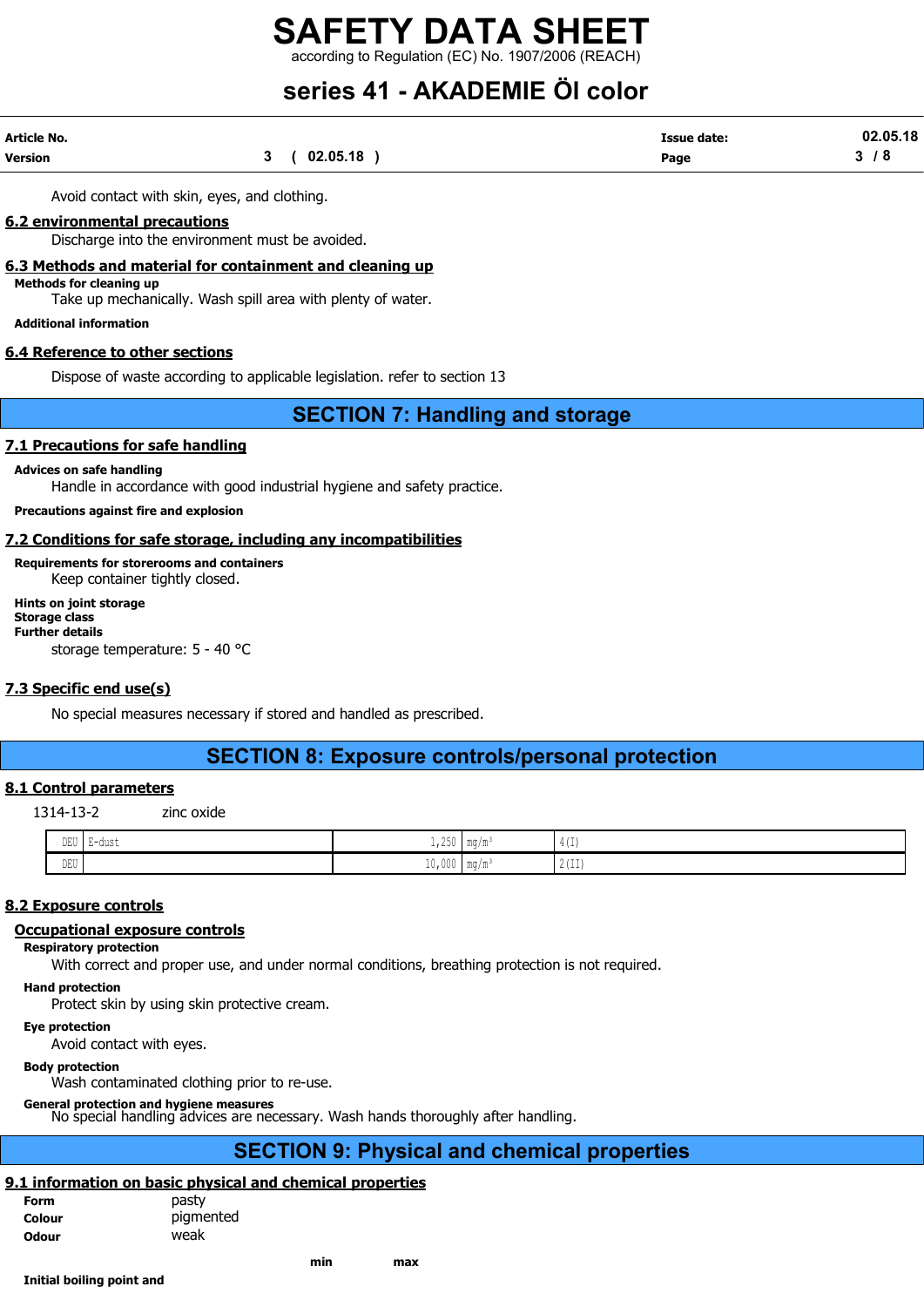Avoid contact with skin, eyes, and clothing.

### 6.2 environmental precautions

Discharge into the environment must be avoided.

### 6.3 Methods and material for containment and cleaning up

**Methods for cleaning up**

Take up mechanically. Wash spill area with plenty of water.

**Additional information**

### 6.4 Reference to other sections

Dispose of waste according to applicable legislation. refer to section 13

## SECTION 7: Handling and storage

### 7.1 Precautions for safe handling

**Advices on safe handling**

Handle in accordance with good industrial hygiene and safety practice.

**Precautions against fire and explosion**

### 7.2 Conditions for safe storage, including any incompatibilities

**Requirements for storerooms and containers**

Keep container tightly closed.

**Hints on joint storage**

**Storage class**

**Further details**

storage temperature: 5 - 40 °C

### 7.3 Specific end use(s)

No special measures necessary if stored and handled as prescribed.

## SECTION 8: Exposure controls/personal protection

### 8.1 Control parameters

1314-13-2 zinc oxide

| | | | | |
|---|---|---|---|---|
| DEU | E-dust | 1,250 | mg/m³ | 4(I) |
| DEU | | 10,000 | mg/m³ | 2(II) |

### 8.2 Exposure controls

#### Occupational exposure controls

**Respiratory protection**

With correct and proper use, and under normal conditions, breathing protection is not required.

**Hand protection**

Protect skin by using skin protective cream.

**Eye protection**

Avoid contact with eyes.

**Body protection**

Wash contaminated clothing prior to re-use.

**General protection and hygiene measures**

No special handling advices are necessary. Wash hands thoroughly after handling.

## SECTION 9: Physical and chemical properties

### 9.1 information on basic physical and chemical properties

| | |
|---|---|
| **Form** | pasty |
| **Colour** | pigmented |
| **Odour** | weak |

| | min | max |
|---|---|---|
| **Initial boiling point and** | | |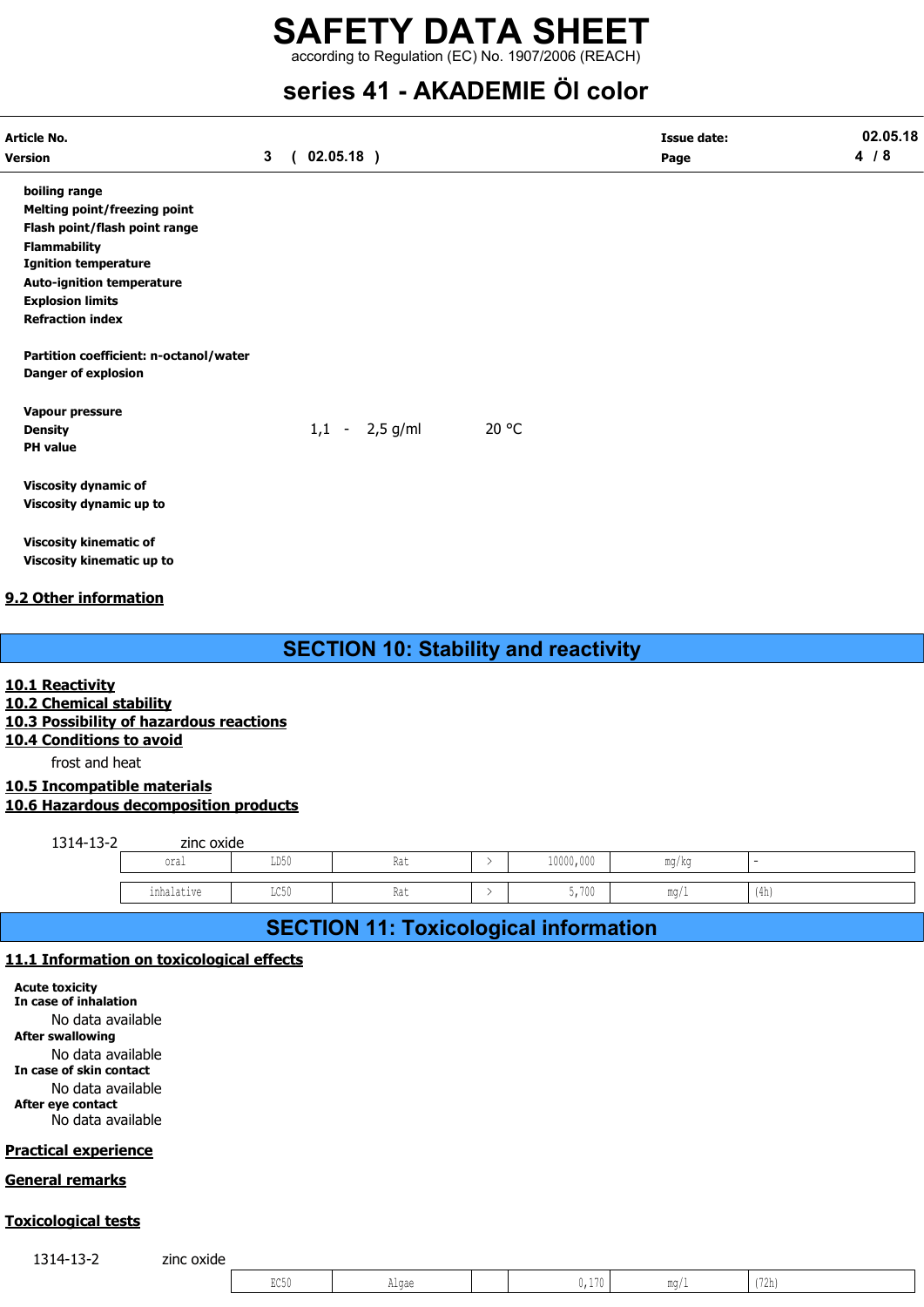| | | |
|---|---|---|
| **boiling range** | | |
| **Melting point/freezing point** | | |
| **Flash point/flash point range** | | |
| **Flammability** | | |
| **Ignition temperature** | | |
| **Auto-ignition temperature** | | |
| **Explosion limits** | | |
| **Refraction index** | | |
| **Partition coefficient: n-octanol/water** | | |
| **Danger of explosion** | | |
| **Vapour pressure** | | |
| **Density** | 1,1 - 2,5 g/ml | 20 °C |
| **PH value** | | |
| **Viscosity dynamic of** | | |
| **Viscosity dynamic up to** | | |
| **Viscosity kinematic of** | | |
| **Viscosity kinematic up to** | | |

### 9.2 Other information

## SECTION 10: Stability and reactivity

### 10.1 Reactivity

### 10.2 Chemical stability

### 10.3 Possibility of hazardous reactions

### 10.4 Conditions to avoid

frost and heat

### 10.5 Incompatible materials

### 10.6 Hazardous decomposition products

1314-13-2 zinc oxide

| | | | | | | |
|---|---|---|---|---|---|---|
| oral | LD50 | Rat | > | 10000,000 | mg/kg | - |
| inhalative | LC50 | Rat | > | 5,700 | mg/l | (4h) |

## SECTION 11: Toxicological information

### 11.1 Information on toxicological effects

**Acute toxicity**
**In case of inhalation**
No data available
**After swallowing**
No data available
**In case of skin contact**
No data available
**After eye contact**
No data available

### Practical experience

### General remarks

### Toxicological tests

1314-13-2 zinc oxide

| | | | | | |
|---|---|---|---|---|---|
| EC50 | Algae | | 0,170 | mg/l | (72h) |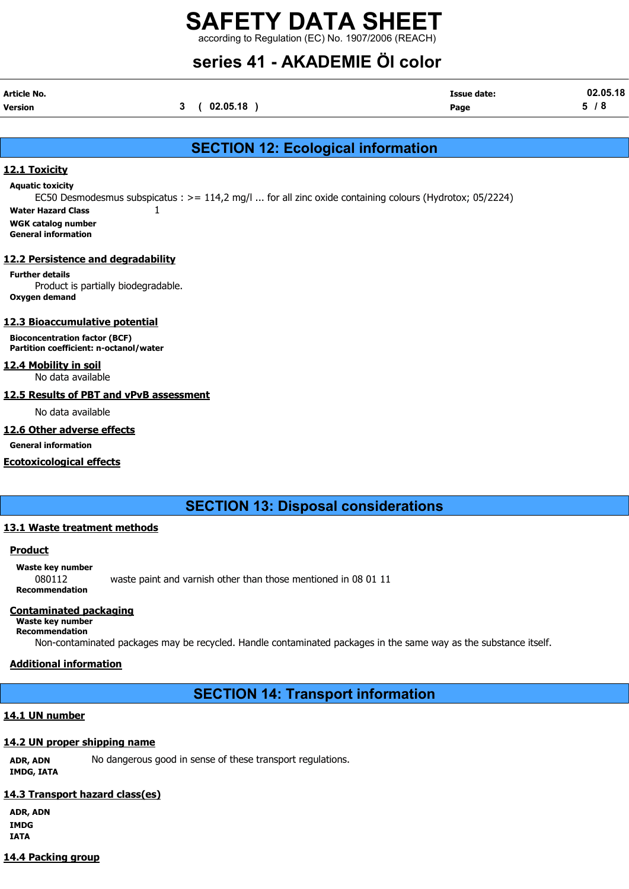## SECTION 12: Ecological information

### 12.1 Toxicity

**Aquatic toxicity**

EC50 Desmodesmus subspicatus : >= 114,2 mg/l ... for all zinc oxide containing colours (Hydrotox; 05/2224)

**Water Hazard Class** 1

**WGK catalog number**

**General information**

### 12.2 Persistence and degradability

**Further details**

Product is partially biodegradable.

**Oxygen demand**

### 12.3 Bioaccumulative potential

**Bioconcentration factor (BCF)**

**Partition coefficient: n-octanol/water**

### 12.4 Mobility in soil

No data available

### 12.5 Results of PBT and vPvB assessment

No data available

### 12.6 Other adverse effects

**General information**

### Ecotoxicological effects

## SECTION 13: Disposal considerations

### 13.1 Waste treatment methods

#### Product

**Waste key number**

080112 waste paint and varnish other than those mentioned in 08 01 11

**Recommendation**

#### Contaminated packaging

**Waste key number**

**Recommendation**

Non-contaminated packages may be recycled. Handle contaminated packages in the same way as the substance itself.

#### Additional information

## SECTION 14: Transport information

### 14.1 UN number

### 14.2 UN proper shipping name

**ADR, ADN** No dangerous good in sense of these transport regulations.

**IMDG, IATA**

### 14.3 Transport hazard class(es)

**ADR, ADN**

**IMDG**

**IATA**

### 14.4 Packing group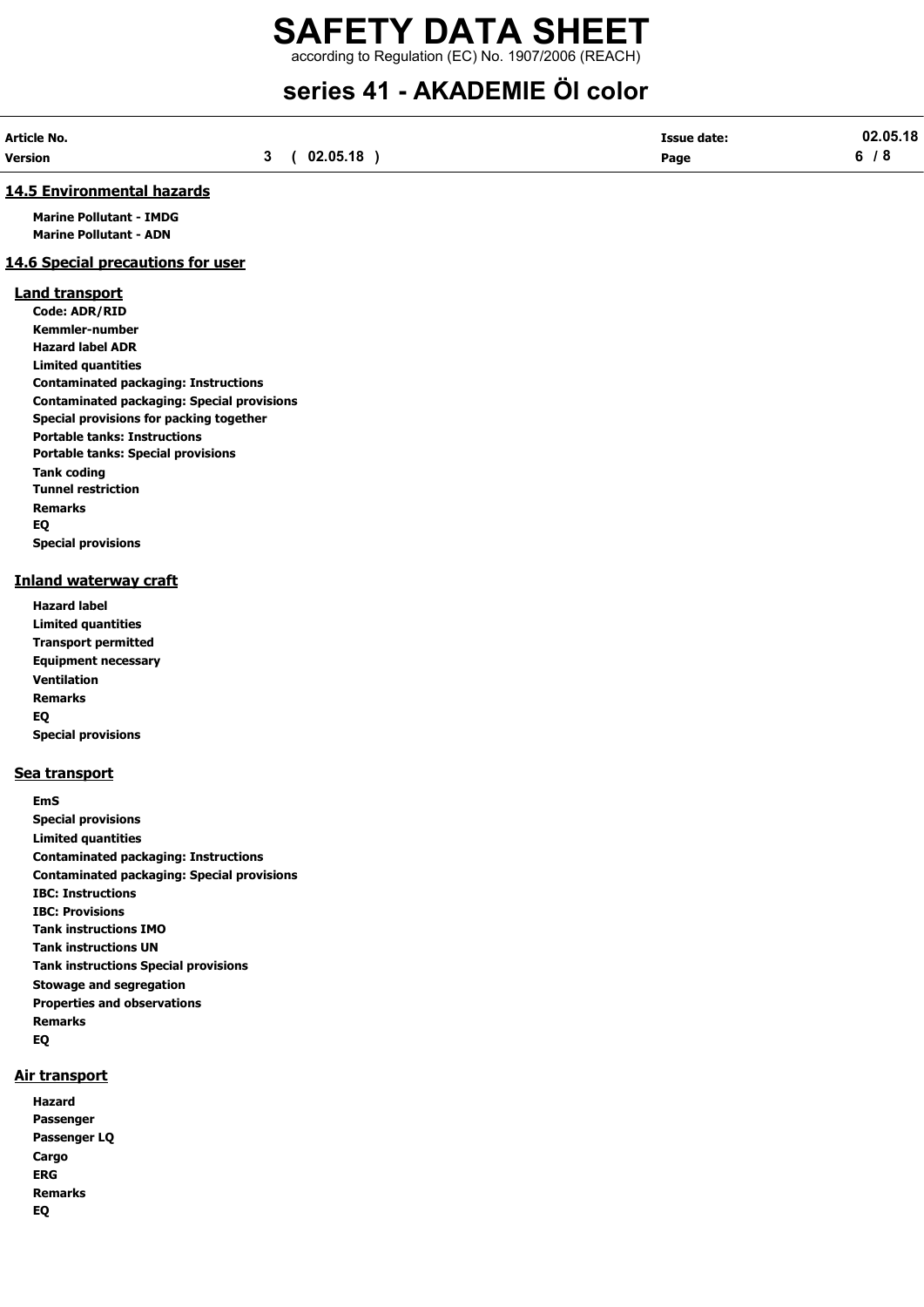## 14.5 Environmental hazards

**Marine Pollutant - IMDG**
**Marine Pollutant - ADN**

## 14.6 Special precautions for user

### Land transport

**Code: ADR/RID**
**Kemmler-number**
**Hazard label ADR**
**Limited quantities**
**Contaminated packaging: Instructions**
**Contaminated packaging: Special provisions**
**Special provisions for packing together**
**Portable tanks: Instructions**
**Portable tanks: Special provisions**
**Tank coding**
**Tunnel restriction**
**Remarks**
**EQ**
**Special provisions**

### Inland waterway craft

**Hazard label**
**Limited quantities**
**Transport permitted**
**Equipment necessary**
**Ventilation**
**Remarks**
**EQ**
**Special provisions**

### Sea transport

**EmS**
**Special provisions**
**Limited quantities**
**Contaminated packaging: Instructions**
**Contaminated packaging: Special provisions**
**IBC: Instructions**
**IBC: Provisions**
**Tank instructions IMO**
**Tank instructions UN**
**Tank instructions Special provisions**
**Stowage and segregation**
**Properties and observations**
**Remarks**
**EQ**

### Air transport

**Hazard**
**Passenger**
**Passenger LQ**
**Cargo**
**ERG**
**Remarks**
**EQ**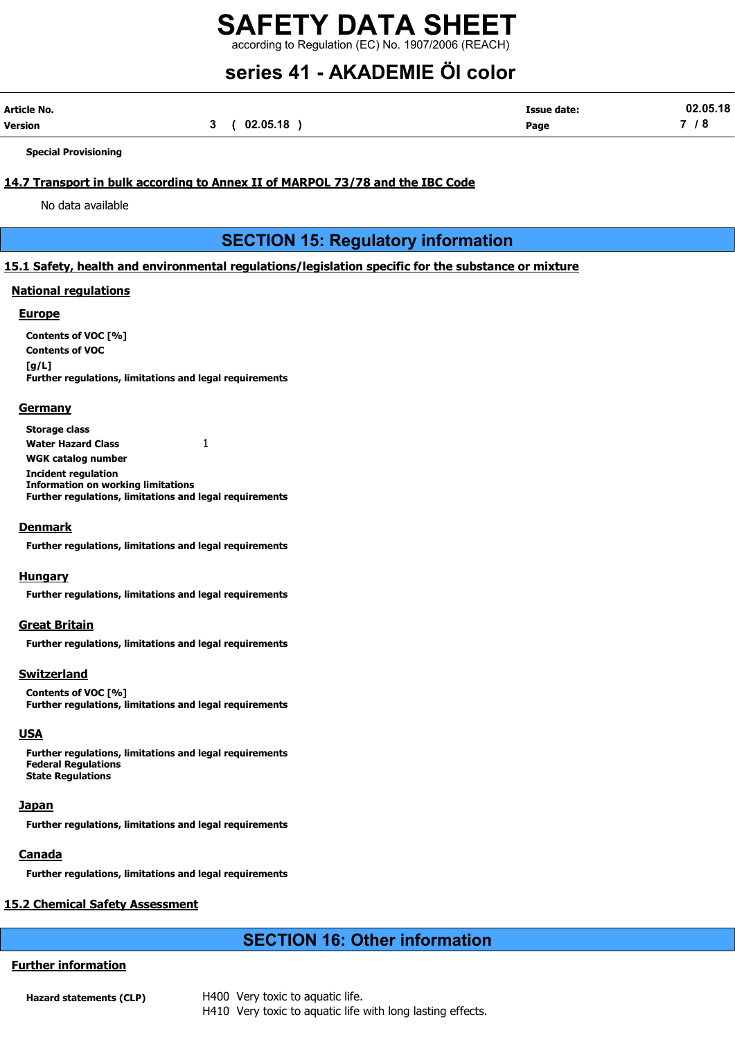**Special Provisioning**

## 14.7 Transport in bulk according to Annex II of MARPOL 73/78 and the IBC Code

No data available

# SECTION 15: Regulatory information

## 15.1 Safety, health and environmental regulations/legislation specific for the substance or mixture

### National regulations

#### Europe

**Contents of VOC [%]**
**Contents of VOC [g/L]**
**Further regulations, limitations and legal requirements**

#### Germany

**Storage class**
**Water Hazard Class** 1
**WGK catalog number**
**Incident regulation**
**Information on working limitations**
**Further regulations, limitations and legal requirements**

#### Denmark

**Further regulations, limitations and legal requirements**

#### Hungary

**Further regulations, limitations and legal requirements**

#### Great Britain

**Further regulations, limitations and legal requirements**

#### Switzerland

**Contents of VOC [%]**
**Further regulations, limitations and legal requirements**

#### USA

**Further regulations, limitations and legal requirements**
**Federal Regulations**
**State Regulations**

#### Japan

**Further regulations, limitations and legal requirements**

#### Canada

**Further regulations, limitations and legal requirements**

## 15.2 Chemical Safety Assessment

# SECTION 16: Other information

### Further information

**Hazard statements (CLP)**
H400 Very toxic to aquatic life.
H410 Very toxic to aquatic life with long lasting effects.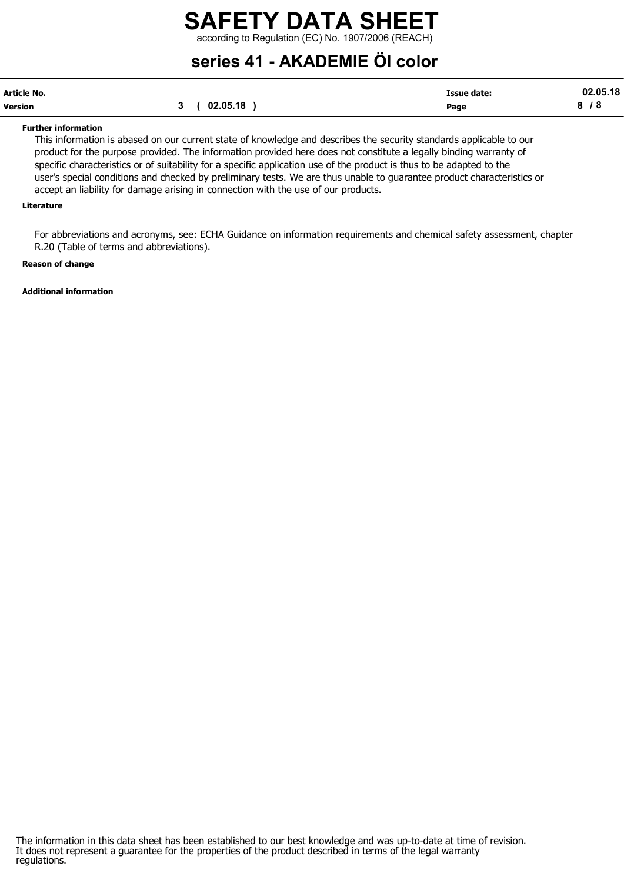**Further information**

This information is abased on our current state of knowledge and describes the security standards applicable to our product for the purpose provided. The information provided here does not constitute a legally binding warranty of specific characteristics or of suitability for a specific application use of the product is thus to be adapted to the user's special conditions and checked by preliminary tests. We are thus unable to guarantee product characteristics or accept an liability for damage arising in connection with the use of our products.

**Literature**

For abbreviations and acronyms, see: ECHA Guidance on information requirements and chemical safety assessment, chapter R.20 (Table of terms and abbreviations).

**Reason of change**

**Additional information**

The information in this data sheet has been established to our best knowledge and was up-to-date at time of revision. It does not represent a guarantee for the properties of the product described in terms of the legal warranty regulations.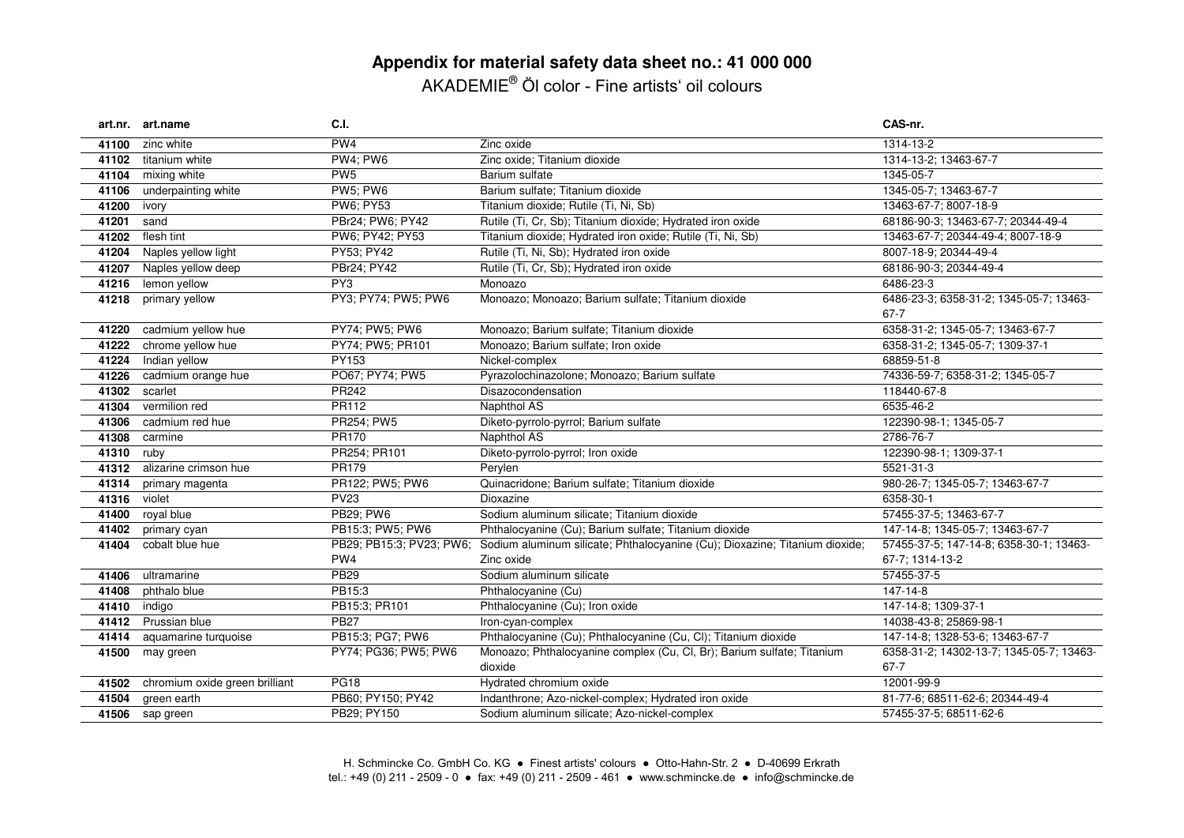# Appendix for material safety data sheet no.: 41 000 000

AKADEMIE® Öl color - Fine artists' oil colours

| art.nr. | art.name | C.I. | | CAS-nr. |
|---|---|---|---|---|
| **41100** | zinc white | PW4 | Zinc oxide | 1314-13-2 |
| **41102** | titanium white | PW4; PW6 | Zinc oxide; Titanium dioxide | 1314-13-2; 13463-67-7 |
| **41104** | mixing white | PW5 | Barium sulfate | 1345-05-7 |
| **41106** | underpainting white | PW5; PW6 | Barium sulfate; Titanium dioxide | 1345-05-7; 13463-67-7 |
| **41200** | ivory | PW6; PY53 | Titanium dioxide; Rutile (Ti, Ni, Sb) | 13463-67-7; 8007-18-9 |
| **41201** | sand | PBr24; PW6; PY42 | Rutile (Ti, Cr, Sb); Titanium dioxide; Hydrated iron oxide | 68186-90-3; 13463-67-7; 20344-49-4 |
| **41202** | flesh tint | PW6; PY42; PY53 | Titanium dioxide; Hydrated iron oxide; Rutile (Ti, Ni, Sb) | 13463-67-7; 20344-49-4; 8007-18-9 |
| **41204** | Naples yellow light | PY53; PY42 | Rutile (Ti, Ni, Sb); Hydrated iron oxide | 8007-18-9; 20344-49-4 |
| **41207** | Naples yellow deep | PBr24; PY42 | Rutile (Ti, Cr, Sb); Hydrated iron oxide | 68186-90-3; 20344-49-4 |
| **41216** | lemon yellow | PY3 | Monoazo | 6486-23-3 |
| **41218** | primary yellow | PY3; PY74; PW5; PW6 | Monoazo; Monoazo; Barium sulfate; Titanium dioxide | 6486-23-3; 6358-31-2; 1345-05-7; 13463-67-7 |
| **41220** | cadmium yellow hue | PY74; PW5; PW6 | Monoazo; Barium sulfate; Titanium dioxide | 6358-31-2; 1345-05-7; 13463-67-7 |
| **41222** | chrome yellow hue | PY74; PW5; PR101 | Monoazo; Barium sulfate; Iron oxide | 6358-31-2; 1345-05-7; 1309-37-1 |
| **41224** | Indian yellow | PY153 | Nickel-complex | 68859-51-8 |
| **41226** | cadmium orange hue | PO67; PY74; PW5 | Pyrazolochinazolone; Monoazo; Barium sulfate | 74336-59-7; 6358-31-2; 1345-05-7 |
| **41302** | scarlet | PR242 | Disazocondensation | 118440-67-8 |
| **41304** | vermilion red | PR112 | Naphthol AS | 6535-46-2 |
| **41306** | cadmium red hue | PR254; PW5 | Diketo-pyrrolo-pyrrol; Barium sulfate | 122390-98-1; 1345-05-7 |
| **41308** | carmine | PR170 | Naphthol AS | 2786-76-7 |
| **41310** | ruby | PR254; PR101 | Diketo-pyrrolo-pyrrol; Iron oxide | 122390-98-1; 1309-37-1 |
| **41312** | alizarine crimson hue | PR179 | Perylen | 5521-31-3 |
| **41314** | primary magenta | PR122; PW5; PW6 | Quinacridone; Barium sulfate; Titanium dioxide | 980-26-7; 1345-05-7; 13463-67-7 |
| **41316** | violet | PV23 | Dioxazine | 6358-30-1 |
| **41400** | royal blue | PB29; PW6 | Sodium aluminum silicate; Titanium dioxide | 57455-37-5; 13463-67-7 |
| **41402** | primary cyan | PB15:3; PW5; PW6 | Phthalocyanine (Cu); Barium sulfate; Titanium dioxide | 147-14-8; 1345-05-7; 13463-67-7 |
| **41404** | cobalt blue hue | PB29; PB15:3; PV23; PW6; PW4 | Sodium aluminum silicate; Phthalocyanine (Cu); Dioxazine; Titanium dioxide; Zinc oxide | 57455-37-5; 147-14-8; 6358-30-1; 13463-67-7; 1314-13-2 |
| **41406** | ultramarine | PB29 | Sodium aluminum silicate | 57455-37-5 |
| **41408** | phthalo blue | PB15:3 | Phthalocyanine (Cu) | 147-14-8 |
| **41410** | indigo | PB15:3; PR101 | Phthalocyanine (Cu); Iron oxide | 147-14-8; 1309-37-1 |
| **41412** | Prussian blue | PB27 | Iron-cyan-complex | 14038-43-8; 25869-98-1 |
| **41414** | aquamarine turquoise | PB15:3; PG7; PW6 | Phthalocyanine (Cu); Phthalocyanine (Cu, Cl); Titanium dioxide | 147-14-8; 1328-53-6; 13463-67-7 |
| **41500** | may green | PY74; PG36; PW5; PW6 | Monoazo; Phthalocyanine complex (Cu, Cl, Br); Barium sulfate; Titanium dioxide | 6358-31-2; 14302-13-7; 1345-05-7; 13463-67-7 |
| **41502** | chromium oxide green brilliant | PG18 | Hydrated chromium oxide | 12001-99-9 |
| **41504** | green earth | PB60; PY150; PY42 | Indanthrone; Azo-nickel-complex; Hydrated iron oxide | 81-77-6; 68511-62-6; 20344-49-4 |
| **41506** | sap green | PB29; PY150 | Sodium aluminum silicate; Azo-nickel-complex | 57455-37-5; 68511-62-6 |

H. Schmincke Co. GmbH Co. KG ● Finest artists' colours ● Otto-Hahn-Str. 2 ● D-40699 Erkrath
tel.: +49 (0) 211 - 2509 - 0 ● fax: +49 (0) 211 - 2509 - 461 ● www.schmincke.de ● info@schmincke.de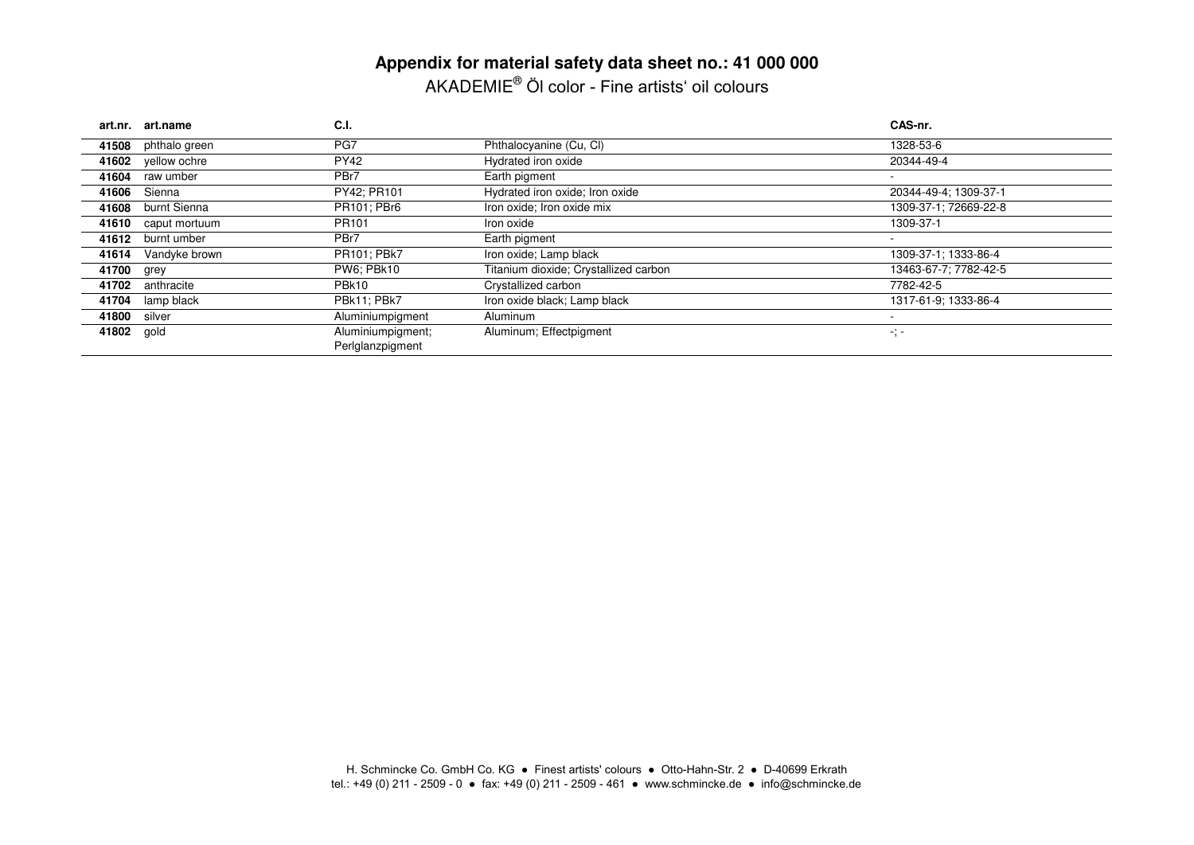**Appendix for material safety data sheet no.: 41 000 000**

AKADEMIE® Öl color - Fine artists' oil colours

| art.nr. | art.name | C.I. | | CAS-nr. |
|---|---|---|---|---|
| **41508** | phthalo green | PG7 | Phthalocyanine (Cu, Cl) | 1328-53-6 |
| **41602** | yellow ochre | PY42 | Hydrated iron oxide | 20344-49-4 |
| **41604** | raw umber | PBr7 | Earth pigment | - |
| **41606** | Sienna | PY42; PR101 | Hydrated iron oxide; Iron oxide | 20344-49-4; 1309-37-1 |
| **41608** | burnt Sienna | PR101; PBr6 | Iron oxide; Iron oxide mix | 1309-37-1; 72669-22-8 |
| **41610** | caput mortuum | PR101 | Iron oxide | 1309-37-1 |
| **41612** | burnt umber | PBr7 | Earth pigment | - |
| **41614** | Vandyke brown | PR101; PBk7 | Iron oxide; Lamp black | 1309-37-1; 1333-86-4 |
| **41700** | grey | PW6; PBk10 | Titanium dioxide; Crystallized carbon | 13463-67-7; 7782-42-5 |
| **41702** | anthracite | PBk10 | Crystallized carbon | 7782-42-5 |
| **41704** | lamp black | PBk11; PBk7 | Iron oxide black; Lamp black | 1317-61-9; 1333-86-4 |
| **41800** | silver | Aluminiumpigment | Aluminum | - |
| **41802** | gold | Aluminiumpigment; Perlglanzpigment | Aluminum; Effectpigment | -; - |

H. Schmincke Co. GmbH Co. KG ● Finest artists' colours ● Otto-Hahn-Str. 2 ● D-40699 Erkrath
tel.: +49 (0) 211 - 2509 - 0 ● fax: +49 (0) 211 - 2509 - 461 ● www.schmincke.de ● info@schmincke.de